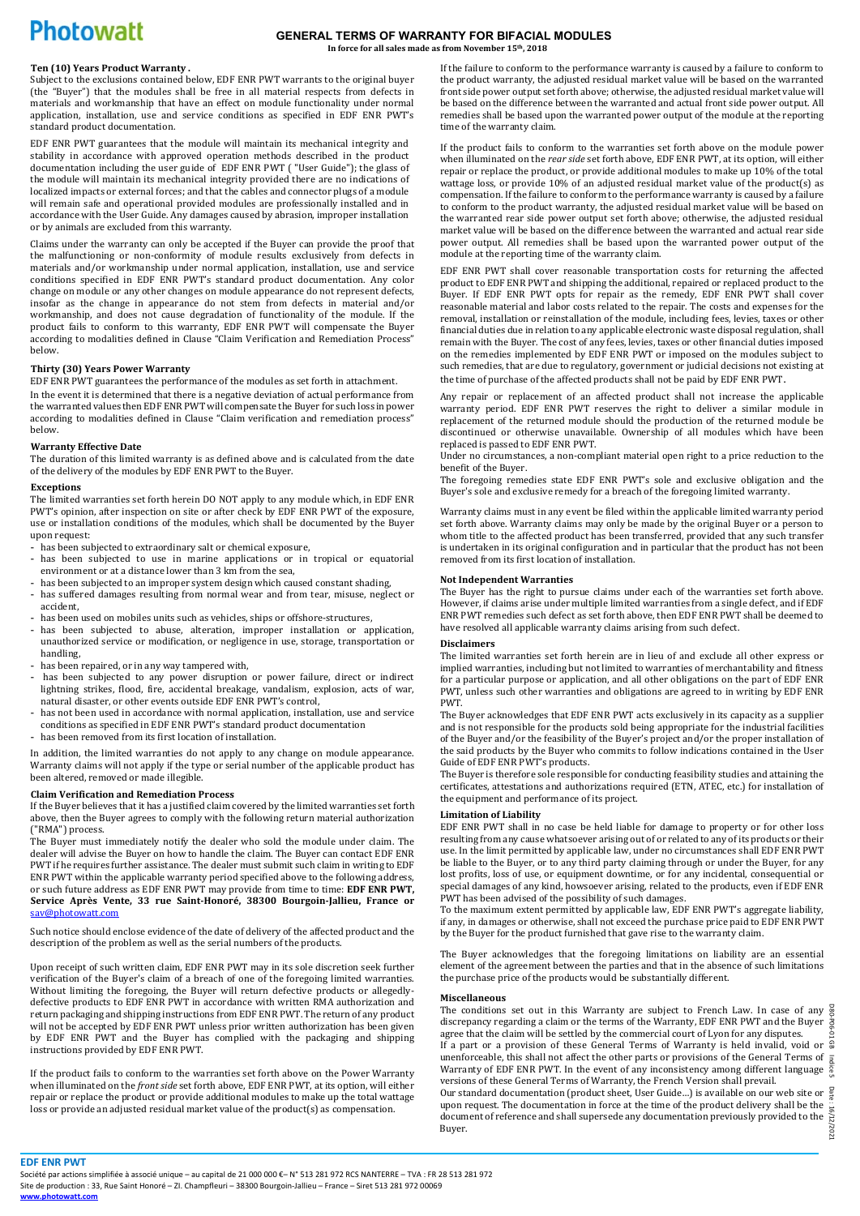# Photowatt

## GENERAL TERMS OF WARRANTY FOR BIFACIAL MODULES

**In force for all sales made as from November 15th, 2018**

### Ten (10) Years Product Warranty .

Subject to the exclusions contained below, EDF ENR PWT warrants to the original buyer (the "Buyer") that the modules shall be free in all material respects from defects in materials and workmanship that have an effect on module functionality under normal application, installation, use and service conditions as specified in EDF ENR PWT's standard product documentation.

EDF ENR PWT guarantees that the module will maintain its mechanical integrity and stability in accordance with approved operation methods described in the product documentation including the user guide of EDF ENR PWT ( "User Guide"); the glass of the module will maintain its mechanical integrity provided there are no indications of localized impacts or external forces; and that the cables and connector plugs of a module will remain safe and operational provided modules are professionally installed and in accordance with the User Guide. Any damages caused by abrasion, improper installation or by animals are excluded from this warranty.

Claims under the warranty can only be accepted if the Buyer can provide the proof that the malfunctioning or non-conformity of module results exclusively from defects in materials and/or workmanship under normal application, installation, use and service conditions specified in EDF ENR PWT's standard product documentation. Any color change on module or any other changes on module appearance do not represent defects, insofar as the change in appearance do not stem from defects in material and/or workmanship, and does not cause degradation of functionality of the module. If the product fails to conform to this warranty, EDF ENR PWT will compensate the Buyer according to modalities defined in Clause "Claim Verification and Remediation Process" below.

### Thirty (30) Years Power Warranty

EDF ENR PWT guarantees the performance of the modules as set forth in attachment.

In the event it is determined that there is a negative deviation of actual performance from the warranted values then EDF ENR PWT will compensate the Buyer for such loss in power according to modalities defined in Clause "Claim verification and remediation process" below.

### Warranty Effective Date

The duration of this limited warranty is as defined above and is calculated from the date of the delivery of the modules by EDF ENR PWT to the Buyer.

### Exceptions

The limited warranties set forth herein DO NOT apply to any module which, in EDF ENR PWT's opinion, after inspection on site or after check by EDF ENR PWT of the exposure, use or installation conditions of the modules, which shall be documented by the Buyer upon request:

- has been subjected to extraordinary salt or chemical exposure,
- has been subjected to use in marine applications or in tropical or equatorial environment or at a distance lower than 3 km from the sea,
- has been subjected to an improper system design which caused constant shading,
- has suffered damages resulting from normal wear and from tear, misuse, neglect or accident,
- has been used on mobiles units such as vehicles, ships or offshore-structures,
- has been subjected to abuse, alteration, improper installation or application, unauthorized service or modification, or negligence in use, storage, transportation or handling,
- has been repaired, or in any way tampered with,
- has been subjected to any power disruption or power failure, direct or indirect lightning strikes, flood, fire, accidental breakage, vandalism, explosion, acts of war, natural disaster, or other events outside EDF ENR PWT's control,
- has not been used in accordance with normal application, installation, use and service conditions as specified in EDF ENR PWT's standard product documentation
- has been removed from its first location of installation.

In addition, the limited warranties do not apply to any change on module appearance. Warranty claims will not apply if the type or serial number of the applicable product has been altered, removed or made illegible.

### Claim Verification and Remediation Process

If the Buyer believes that it has a justified claim covered by the limited warranties set forth above, then the Buyer agrees to comply with the following return material authorization ("RMA") process.

The Buyer must immediately notify the dealer who sold the module under claim. The dealer will advise the Buyer on how to handle the claim. The Buyer can contact EDF ENR PWT if he requires further assistance. The dealer must submit such claim in writing to EDF ENR PWT within the applicable warranty period specified above to the following address, or such future address as EDF ENR PWT may provide from time to time: **EDF ENR PWT, Service Après Vente, 33 rue Saint-Honoré, 38300 Bourgoin-Jallieu, France or** sav@photowatt.com

Such notice should enclose evidence of the date of delivery of the affected product and the description of the problem as well as the serial numbers of the products.

Upon receipt of such written claim, EDF ENR PWT may in its sole discretion seek further verification of the Buyer's claim of a breach of one of the foregoing limited warranties. Without limiting the foregoing, the Buyer will return defective products or allegedly-defective products to EDF ENR PWT in accordance with written RMA authorization and return packaging and shipping instructions from EDF ENR PWT. The return of any product will not be accepted by EDF ENR PWT unless prior written authorization has been given by EDF ENR PWT and the Buyer has complied with the packaging and shipping instructions provided by EDF ENR PWT.

If the product fails to conform to the warranties set forth above on the Power Warranty when illuminated on the *front side* set forth above, EDF ENR PWT, at its option, will either repair or replace the product or provide additional modules to make up the total wattage loss or provide an adjusted residual market value of the product(s) as compensation.

If the failure to conform to the performance warranty is caused by a failure to conform to the product warranty, the adjusted residual market value will be based on the warranted front side power output set forth above; otherwise, the adjusted residual market value will be based on the difference between the warranted and actual front side power output. All remedies shall be based upon the warranted power output of the module at the reporting time of the warranty claim.

If the product fails to conform to the warranties set forth above on the module power when illuminated on the *rear side* set forth above, EDF ENR PWT, at its option, will either repair or replace the product, or provide additional modules to make up 10% of the total wattage loss, or provide 10% of an adjusted residual market value of the product(s) as compensation. If the failure to conform to the performance warranty is caused by a failure to conform to the product warranty, the adjusted residual market value will be based on the warranted rear side power output set forth above; otherwise, the adjusted residual market value will be based on the difference between the warranted and actual rear side power output. All remedies shall be based upon the warranted power output of the module at the reporting time of the warranty claim.

EDF ENR PWT shall cover reasonable transportation costs for returning the affected product to EDF ENR PWT and shipping the additional, repaired or replaced product to the Buyer. If EDF ENR PWT opts for repair as the remedy, EDF ENR PWT shall cover reasonable material and labor costs related to the repair. The costs and expenses for the removal, installation or reinstallation of the module, including fees, levies, taxes or other financial duties due in relation to any applicable electronic waste disposal regulation, shall remain with the Buyer. The cost of any fees, levies, taxes or other financial duties imposed on the remedies implemented by EDF ENR PWT or imposed on the modules subject to such remedies, that are due to regulatory, government or judicial decisions not existing at the time of purchase of the affected products shall not be paid by EDF ENR PWT.

Any repair or replacement of an affected product shall not increase the applicable warranty period. EDF ENR PWT reserves the right to deliver a similar module in replacement of the returned module should the production of the returned module be discontinued or otherwise unavailable. Ownership of all modules which have been replaced is passed to EDF ENR PWT.

Under no circumstances, a non-compliant material open right to a price reduction to the benefit of the Buyer.

The foregoing remedies state EDF ENR PWT's sole and exclusive obligation and the Buyer's sole and exclusive remedy for a breach of the foregoing limited warranty.

Warranty claims must in any event be filed within the applicable limited warranty period set forth above. Warranty claims may only be made by the original Buyer or a person to whom title to the affected product has been transferred, provided that any such transfer is undertaken in its original configuration and in particular that the product has not been removed from its first location of installation.

### Not Independent Warranties

The Buyer has the right to pursue claims under each of the warranties set forth above. However, if claims arise under multiple limited warranties from a single defect, and if EDF ENR PWT remedies such defect as set forth above, then EDF ENR PWT shall be deemed to have resolved all applicable warranty claims arising from such defect.

### Disclaimers

The limited warranties set forth herein are in lieu of and exclude all other express or implied warranties, including but not limited to warranties of merchantability and fitness for a particular purpose or application, and all other obligations on the part of EDF ENR PWT, unless such other warranties and obligations are agreed to in writing by EDF ENR PWT.

The Buyer acknowledges that EDF ENR PWT acts exclusively in its capacity as a supplier and is not responsible for the products sold being appropriate for the industrial facilities of the Buyer and/or the feasibility of the Buyer's project and/or the proper installation of the said products by the Buyer who commits to follow indications contained in the User Guide of EDF ENR PWT's products.

The Buyer is therefore sole responsible for conducting feasibility studies and attaining the certificates, attestations and authorizations required (ETN, ATEC, etc.) for installation of the equipment and performance of its project.

### Limitation of Liability

EDF ENR PWT shall in no case be held liable for damage to property or for other loss resulting from any cause whatsoever arising out of or related to any of its products or their use. In the limit permitted by applicable law, under no circumstances shall EDF ENR PWT be liable to the Buyer, or to any third party claiming through or under the Buyer, for any lost profits, loss of use, or equipment downtime, or for any incidental, consequential or special damages of any kind, howsoever arising, related to the products, even if EDF ENR PWT has been advised of the possibility of such damages.

To the maximum extent permitted by applicable law, EDF ENR PWT's aggregate liability, if any, in damages or otherwise, shall not exceed the purchase price paid to EDF ENR PWT by the Buyer for the product furnished that gave rise to the warranty claim.

The Buyer acknowledges that the foregoing limitations on liability are an essential element of the agreement between the parties and that in the absence of such limitations the purchase price of the products would be substantially different.

### Miscellaneous

The conditions set out in this Warranty are subject to French Law. In case of any discrepancy regarding a claim or the terms of the Warranty, EDF ENR PWT and the Buyer agree that the claim will be settled by the commercial court of Lyon for any disputes.

If a part or a provision of these General Terms of Warranty is held invalid, void or unenforceable, this shall not affect the other parts or provisions of the General Terms of Warranty of EDF ENR PWT. In the event of any inconsistency among different language versions of these General Terms of Warranty, the French Version shall prevail.

Our standard documentation (product sheet, User Guide…) is available on our web site or upon request. The documentation in force at the time of the product delivery shall be the document of reference and shall supersede any documentation previously provided to the Buyer.

DRO-P06-01 GB Indice 5 Date : 16/12/2021

**EDF ENR PWT**

Société par actions simplifiée à associé unique – au capital de 21 000 000 €– N° 513 281 972 RCS NANTERRE – TVA : FR 28 513 281 972
Site de production : 33, Rue Saint Honoré – ZI. Champfleuri – 38300 Bourgoin-Jallieu – France – Siret 513 281 972 00069
www.photowatt.com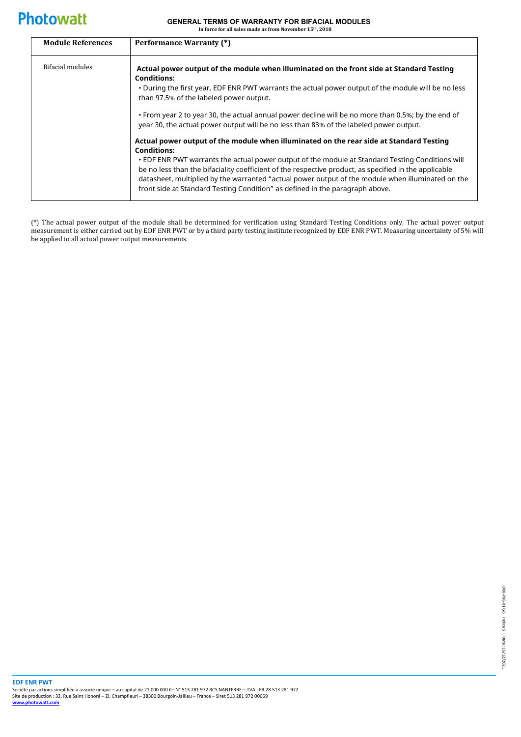# GENERAL TERMS OF WARRANTY FOR BIFACIAL MODULES

**In force for all sales made as from November 15th, 2018**

| Module References | Performance Warranty (*) |
| --- | --- |
| Bifacial modules | **Actual power output of the module when illuminated on the front side at Standard Testing Conditions:**<br>• During the first year, EDF ENR PWT warrants the actual power output of the module will be no less than 97.5% of the labeled power output.<br>• From year 2 to year 30, the actual annual power decline will be no more than 0.5%; by the end of year 30, the actual power output will be no less than 83% of the labeled power output.<br>**Actual power output of the module when illuminated on the rear side at Standard Testing Conditions:**<br>• EDF ENR PWT warrants the actual power output of the module at Standard Testing Conditions will be no less than the bifaciality coefficient of the respective product, as specified in the applicable datasheet, multiplied by the warranted "actual power output of the module when illuminated on the front side at Standard Testing Condition" as defined in the paragraph above. |

(*) The actual power output of the module shall be determined for verification using Standard Testing Conditions only. The actual power output measurement is either carried out by EDF ENR PWT or by a third party testing institute recognized by EDF ENR PWT. Measuring uncertainty of 5% will be applied to all actual power output measurements.

D80-P06-01 GB Indice 5 Date 16/12/2021

**EDF ENR PWT**
Société par actions simplifiée à associé unique – au capital de 21 000 000 €– N° 513 281 972 RCS NANTERRE – TVA : FR 28 513 281 972
Site de production : 33, Rue Saint Honoré – ZI. Champfleuri – 38300 Bourgoin-Jallieu – France – Siret 513 281 972 00069
www.photowatt.com